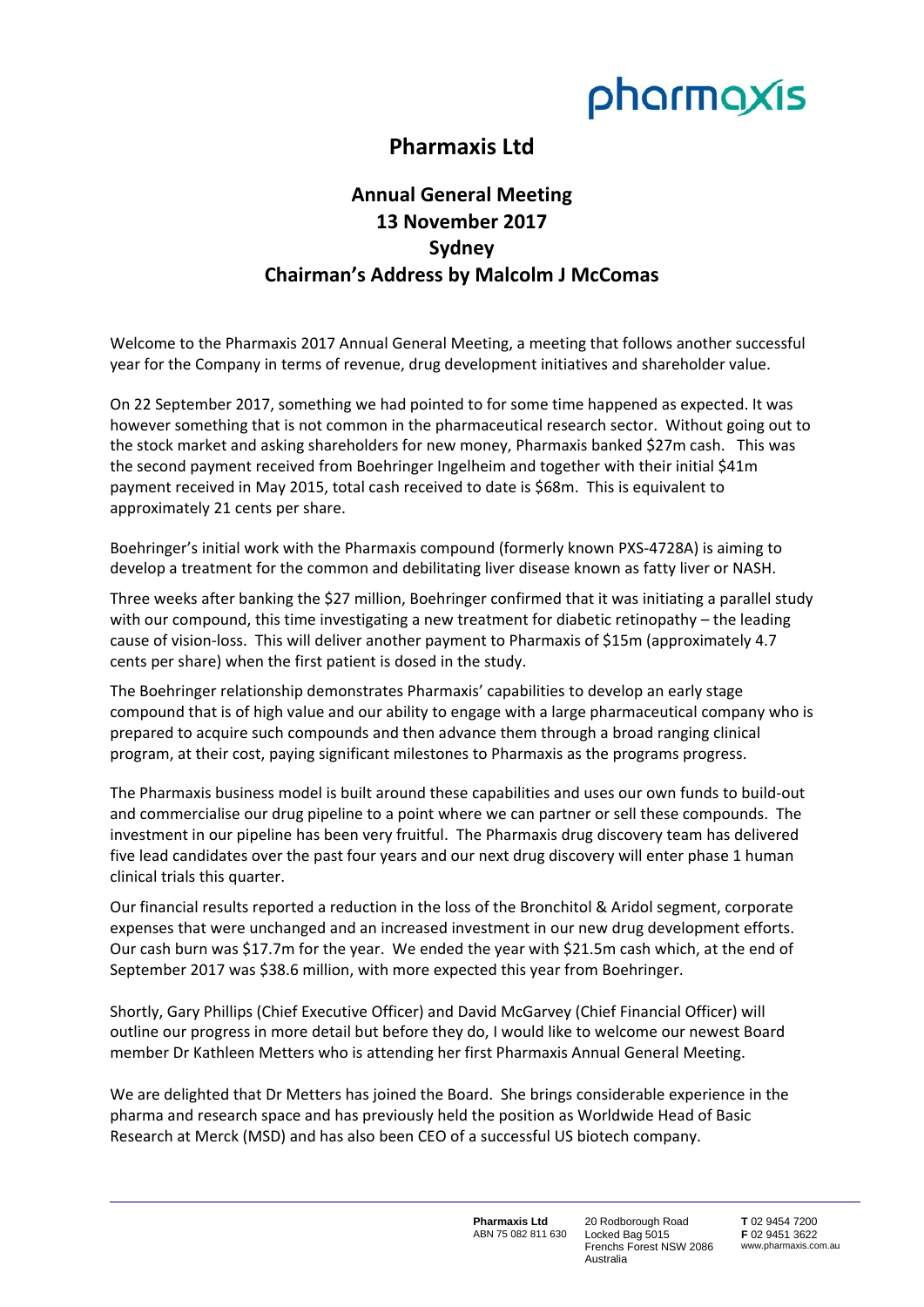# Pharmaxis Ltd

## Annual General Meeting 13 November 2017 Sydney Chairman's Address by Malcolm J McComas

Welcome to the Pharmaxis 2017 Annual General Meeting, a meeting that follows another successful year for the Company in terms of revenue, drug development initiatives and shareholder value.

On 22 September 2017, something we had pointed to for some time happened as expected. It was however something that is not common in the pharmaceutical research sector. Without going out to the stock market and asking shareholders for new money, Pharmaxis banked $27m cash. This was the second payment received from Boehringer Ingelheim and together with their initial $41m payment received in May 2015, total cash received to date is $68m. This is equivalent to approximately 21 cents per share.

Boehringer's initial work with the Pharmaxis compound (formerly known PXS-4728A) is aiming to develop a treatment for the common and debilitating liver disease known as fatty liver or NASH.

Three weeks after banking the $27 million, Boehringer confirmed that it was initiating a parallel study with our compound, this time investigating a new treatment for diabetic retinopathy – the leading cause of vision-loss. This will deliver another payment to Pharmaxis of $15m (approximately 4.7 cents per share) when the first patient is dosed in the study.

The Boehringer relationship demonstrates Pharmaxis' capabilities to develop an early stage compound that is of high value and our ability to engage with a large pharmaceutical company who is prepared to acquire such compounds and then advance them through a broad ranging clinical program, at their cost, paying significant milestones to Pharmaxis as the programs progress.

The Pharmaxis business model is built around these capabilities and uses our own funds to build-out and commercialise our drug pipeline to a point where we can partner or sell these compounds. The investment in our pipeline has been very fruitful. The Pharmaxis drug discovery team has delivered five lead candidates over the past four years and our next drug discovery will enter phase 1 human clinical trials this quarter.

Our financial results reported a reduction in the loss of the Bronchitol & Aridol segment, corporate expenses that were unchanged and an increased investment in our new drug development efforts. Our cash burn was $17.7m for the year. We ended the year with $21.5m cash which, at the end of September 2017 was $38.6 million, with more expected this year from Boehringer.

Shortly, Gary Phillips (Chief Executive Officer) and David McGarvey (Chief Financial Officer) will outline our progress in more detail but before they do, I would like to welcome our newest Board member Dr Kathleen Metters who is attending her first Pharmaxis Annual General Meeting.

We are delighted that Dr Metters has joined the Board. She brings considerable experience in the pharma and research space and has previously held the position as Worldwide Head of Basic Research at Merck (MSD) and has also been CEO of a successful US biotech company.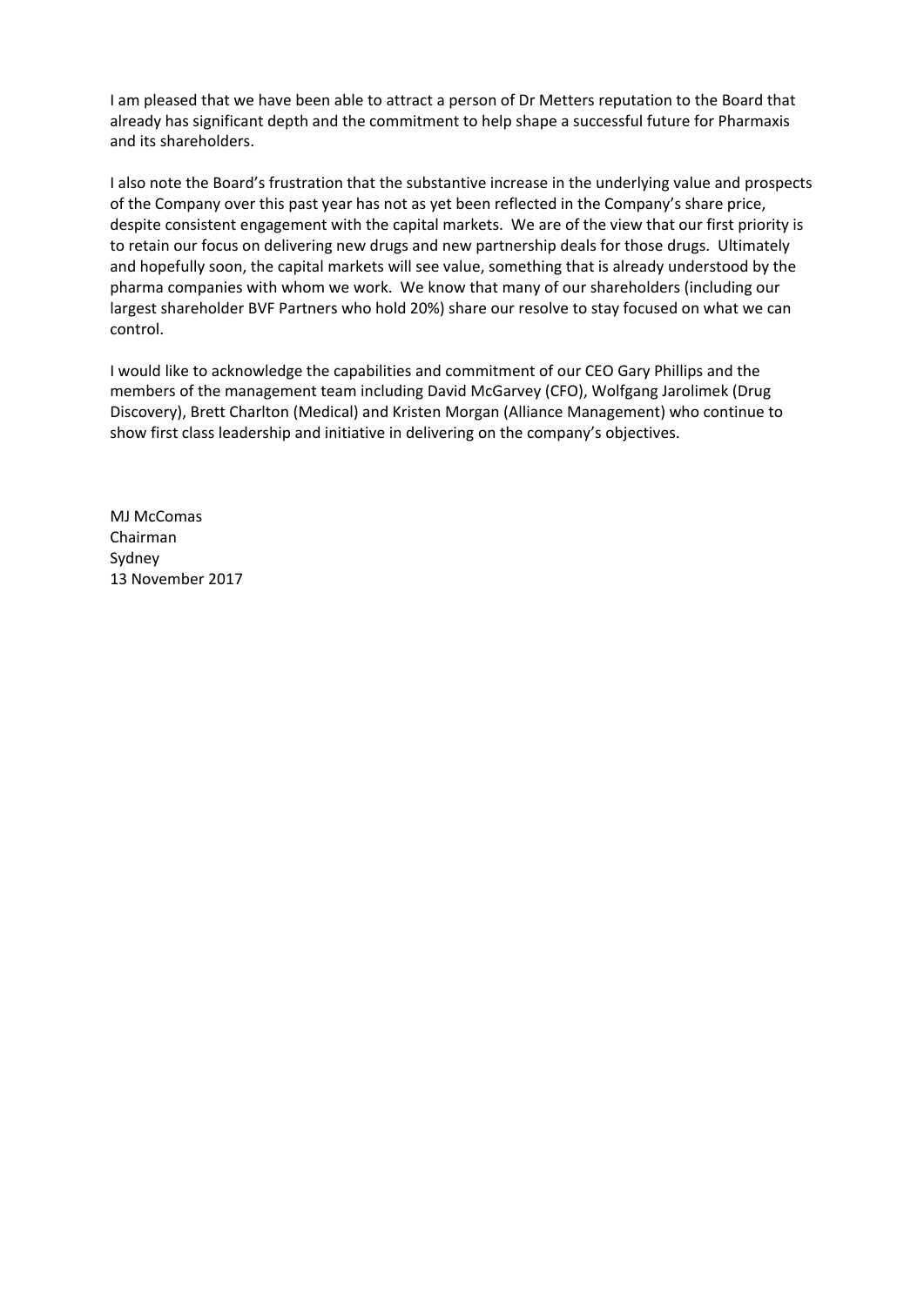I am pleased that we have been able to attract a person of Dr Metters reputation to the Board that already has significant depth and the commitment to help shape a successful future for Pharmaxis and its shareholders.

I also note the Board's frustration that the substantive increase in the underlying value and prospects of the Company over this past year has not as yet been reflected in the Company's share price, despite consistent engagement with the capital markets. We are of the view that our first priority is to retain our focus on delivering new drugs and new partnership deals for those drugs. Ultimately and hopefully soon, the capital markets will see value, something that is already understood by the pharma companies with whom we work. We know that many of our shareholders (including our largest shareholder BVF Partners who hold 20%) share our resolve to stay focused on what we can control.

I would like to acknowledge the capabilities and commitment of our CEO Gary Phillips and the members of the management team including David McGarvey (CFO), Wolfgang Jarolimek (Drug Discovery), Brett Charlton (Medical) and Kristen Morgan (Alliance Management) who continue to show first class leadership and initiative in delivering on the company's objectives.

MJ McComas
Chairman
Sydney
13 November 2017